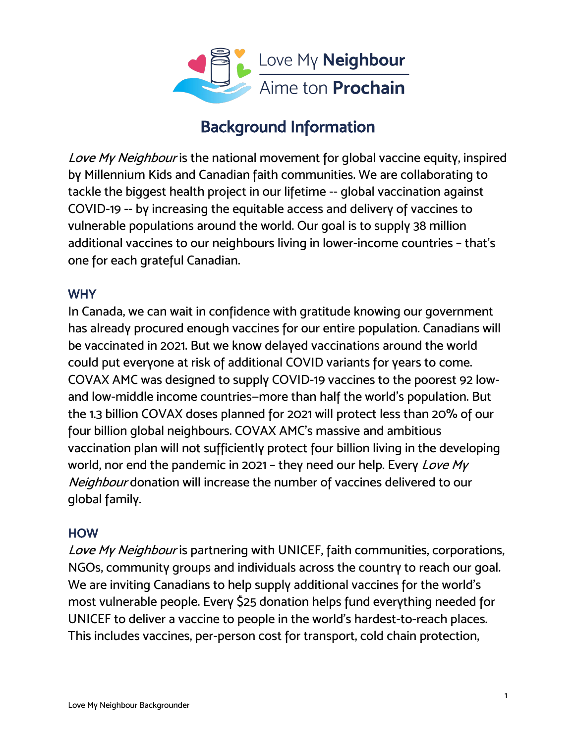Love My **Neighbour**

Aime ton **Prochain**

# Background Information

*Love My Neighbour* is the national movement for global vaccine equity, inspired by Millennium Kids and Canadian faith communities. We are collaborating to tackle the biggest health project in our lifetime -- global vaccination against COVID-19 -- by increasing the equitable access and delivery of vaccines to vulnerable populations around the world. Our goal is to supply 38 million additional vaccines to our neighbours living in lower-income countries – that's one for each grateful Canadian.

## WHY

In Canada, we can wait in confidence with gratitude knowing our government has already procured enough vaccines for our entire population. Canadians will be vaccinated in 2021. But we know delayed vaccinations around the world could put everyone at risk of additional COVID variants for years to come. COVAX AMC was designed to supply COVID-19 vaccines to the poorest 92 low- and low-middle income countries—more than half the world's population. But the 1.3 billion COVAX doses planned for 2021 will protect less than 20% of our four billion global neighbours. COVAX AMC's massive and ambitious vaccination plan will not sufficiently protect four billion living in the developing world, nor end the pandemic in 2021 – they need our help. Every *Love My Neighbour* donation will increase the number of vaccines delivered to our global family.

## HOW

*Love My Neighbour* is partnering with UNICEF, faith communities, corporations, NGOs, community groups and individuals across the country to reach our goal. We are inviting Canadians to help supply additional vaccines for the world's most vulnerable people. Every $25 donation helps fund everything needed for UNICEF to deliver a vaccine to people in the world's hardest-to-reach places. This includes vaccines, per-person cost for transport, cold chain protection,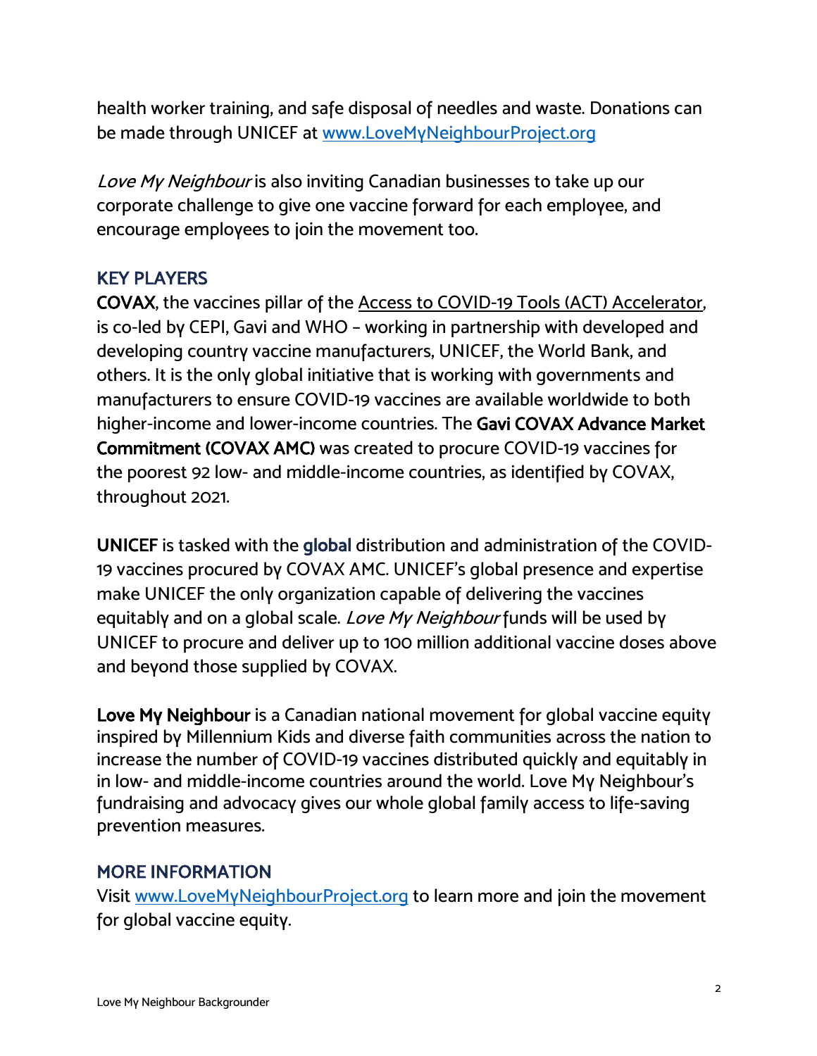health worker training, and safe disposal of needles and waste. Donations can be made through UNICEF at [www.LoveMyNeighbourProject.org](http://www.LoveMyNeighbourProject.org)

*Love My Neighbour* is also inviting Canadian businesses to take up our corporate challenge to give one vaccine forward for each employee, and encourage employees to join the movement too.

## KEY PLAYERS

**COVAX**, the vaccines pillar of the Access to COVID-19 Tools (ACT) Accelerator, is co-led by CEPI, Gavi and WHO – working in partnership with developed and developing country vaccine manufacturers, UNICEF, the World Bank, and others. It is the only global initiative that is working with governments and manufacturers to ensure COVID-19 vaccines are available worldwide to both higher-income and lower-income countries. The **Gavi COVAX Advance Market Commitment (COVAX AMC)** was created to procure COVID-19 vaccines for the poorest 92 low- and middle-income countries, as identified by COVAX, throughout 2021.

**UNICEF** is tasked with the **global** distribution and administration of the COVID-19 vaccines procured by COVAX AMC. UNICEF's global presence and expertise make UNICEF the only organization capable of delivering the vaccines equitably and on a global scale. *Love My Neighbour* funds will be used by UNICEF to procure and deliver up to 100 million additional vaccine doses above and beyond those supplied by COVAX.

**Love My Neighbour** is a Canadian national movement for global vaccine equity inspired by Millennium Kids and diverse faith communities across the nation to increase the number of COVID-19 vaccines distributed quickly and equitably in in low- and middle-income countries around the world. Love My Neighbour's fundraising and advocacy gives our whole global family access to life-saving prevention measures.

## MORE INFORMATION

Visit [www.LoveMyNeighbourProject.org](http://www.LoveMyNeighbourProject.org) to learn more and join the movement for global vaccine equity.